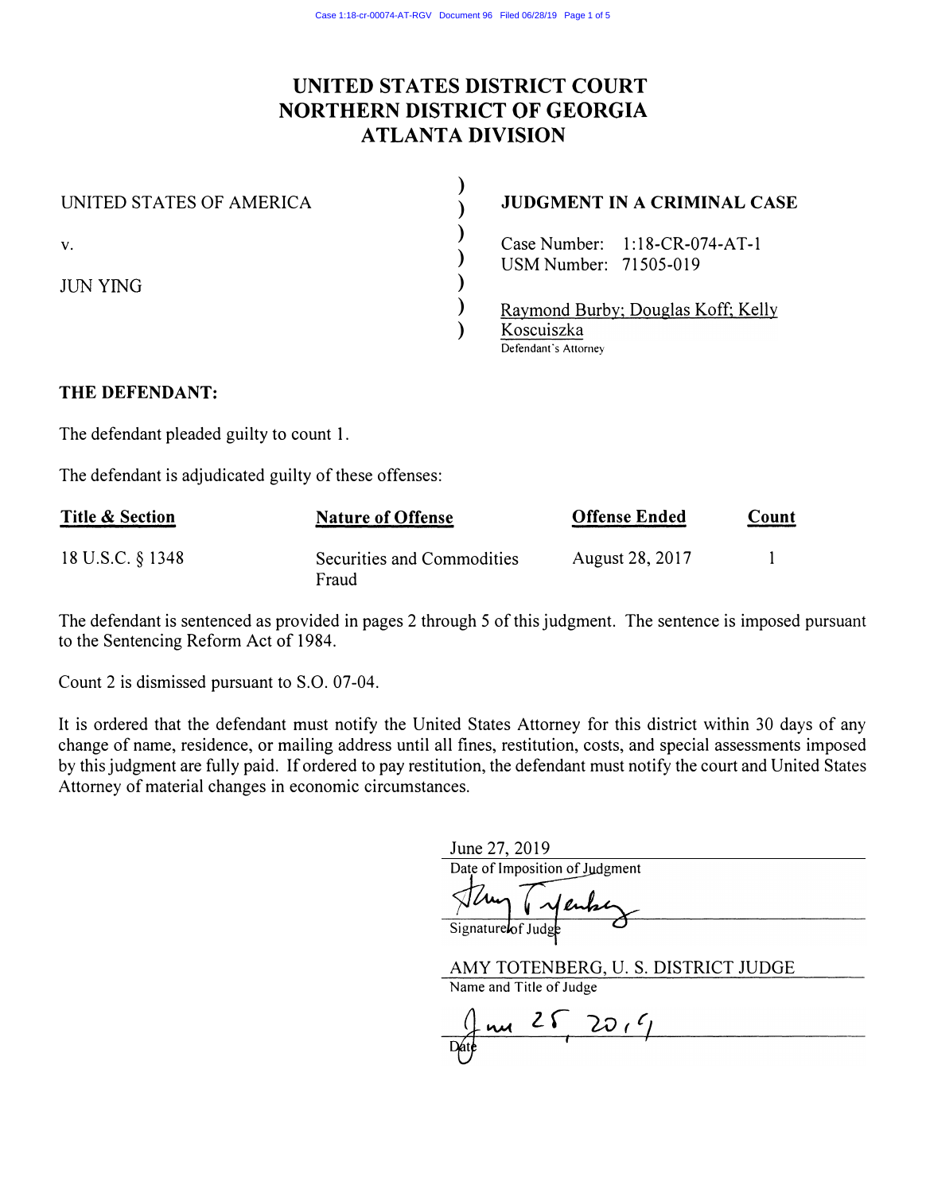# UNITED STATES DISTRICT COURT
# NORTHERN DISTRICT OF GEORGIA
# ATLANTA DIVISION

UNITED STATES OF AMERICA

v.

JUN YING

**JUDGMENT IN A CRIMINAL CASE**

Case Number: 1:18-CR-074-AT-1
USM Number: 71505-019

Raymond Burby; Douglas Koff; Kelly Koscuiszka
Defendant's Attorney

**THE DEFENDANT:**

The defendant pleaded guilty to count 1.

The defendant is adjudicated guilty of these offenses:

| Title & Section | Nature of Offense | Offense Ended | Count |
|---|---|---|---|
| 18 U.S.C. § 1348 | Securities and Commodities Fraud | August 28, 2017 | 1 |

The defendant is sentenced as provided in pages 2 through 5 of this judgment. The sentence is imposed pursuant to the Sentencing Reform Act of 1984.

Count 2 is dismissed pursuant to S.O. 07-04.

It is ordered that the defendant must notify the United States Attorney for this district within 30 days of any change of name, residence, or mailing address until all fines, restitution, costs, and special assessments imposed by this judgment are fully paid. If ordered to pay restitution, the defendant must notify the court and United States Attorney of material changes in economic circumstances.

June 27, 2019
Date of Imposition of Judgment

Signature of Judge

AMY TOTENBERG, U. S. DISTRICT JUDGE
Name and Title of Judge

June 28, 2019
Date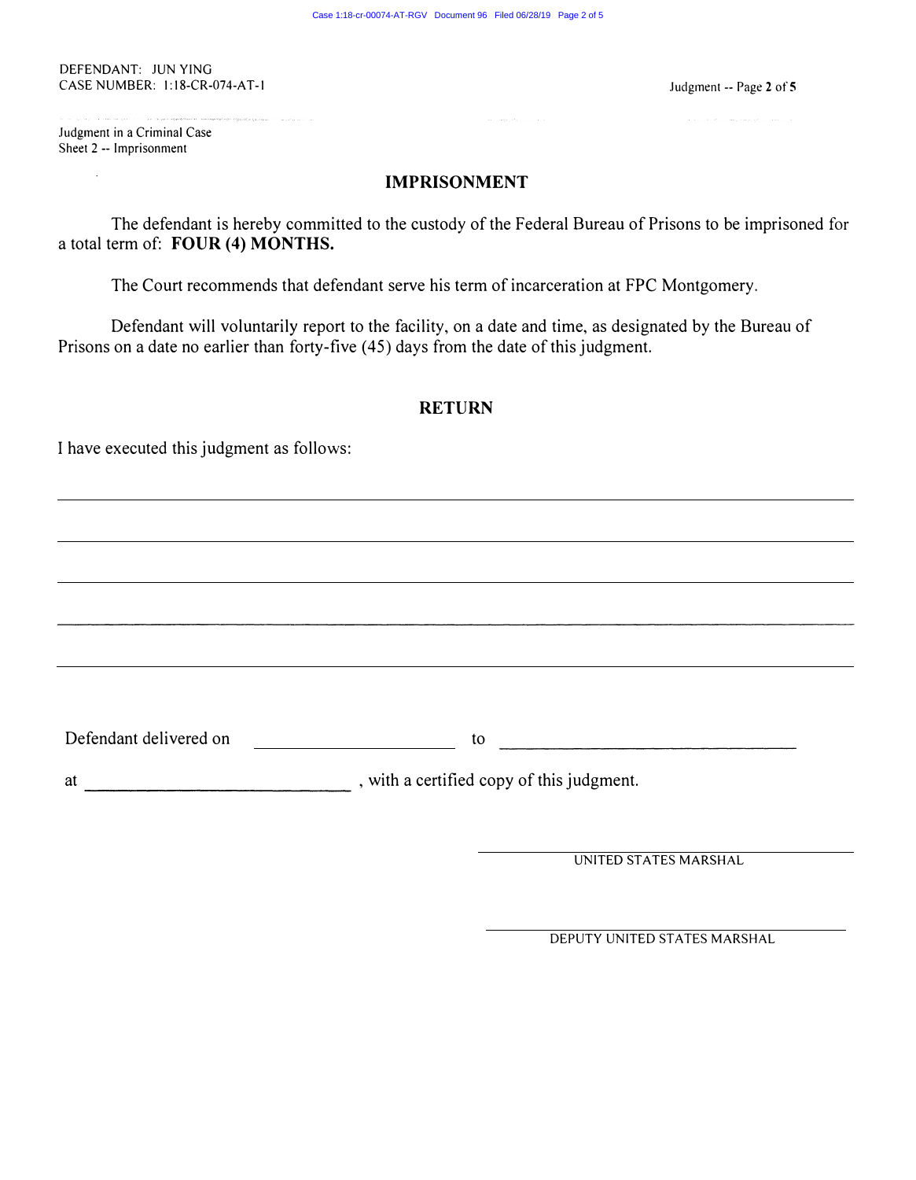DEFENDANT: JUN YING
CASE NUMBER: 1:18-CR-074-AT-1

Judgment in a Criminal Case
Sheet 2 -- Imprisonment

## IMPRISONMENT

The defendant is hereby committed to the custody of the Federal Bureau of Prisons to be imprisoned for a total term of: **FOUR (4) MONTHS.**

The Court recommends that defendant serve his term of incarceration at FPC Montgomery.

Defendant will voluntarily report to the facility, on a date and time, as designated by the Bureau of Prisons on a date no earlier than forty-five (45) days from the date of this judgment.

## RETURN

I have executed this judgment as follows:

\_\_\_\_\_\_\_\_\_\_\_\_\_\_\_\_\_\_\_\_\_\_\_\_\_\_\_\_\_\_\_\_\_\_\_\_\_\_\_\_\_\_\_\_\_\_\_\_\_\_\_\_\_\_\_\_\_\_\_\_

\_\_\_\_\_\_\_\_\_\_\_\_\_\_\_\_\_\_\_\_\_\_\_\_\_\_\_\_\_\_\_\_\_\_\_\_\_\_\_\_\_\_\_\_\_\_\_\_\_\_\_\_\_\_\_\_\_\_\_\_

\_\_\_\_\_\_\_\_\_\_\_\_\_\_\_\_\_\_\_\_\_\_\_\_\_\_\_\_\_\_\_\_\_\_\_\_\_\_\_\_\_\_\_\_\_\_\_\_\_\_\_\_\_\_\_\_\_\_\_\_

\_\_\_\_\_\_\_\_\_\_\_\_\_\_\_\_\_\_\_\_\_\_\_\_\_\_\_\_\_\_\_\_\_\_\_\_\_\_\_\_\_\_\_\_\_\_\_\_\_\_\_\_\_\_\_\_\_\_\_\_

\_\_\_\_\_\_\_\_\_\_\_\_\_\_\_\_\_\_\_\_\_\_\_\_\_\_\_\_\_\_\_\_\_\_\_\_\_\_\_\_\_\_\_\_\_\_\_\_\_\_\_\_\_\_\_\_\_\_\_\_

Defendant delivered on \_\_\_\_\_\_\_\_\_\_\_\_\_\_\_\_\_\_\_\_ to \_\_\_\_\_\_\_\_\_\_\_\_\_\_\_\_\_\_\_\_\_\_\_\_\_\_\_\_

at \_\_\_\_\_\_\_\_\_\_\_\_\_\_\_\_\_\_\_\_\_\_\_\_\_\_\_\_, with a certified copy of this judgment.

\_\_\_\_\_\_\_\_\_\_\_\_\_\_\_\_\_\_\_\_\_\_\_\_\_\_\_\_\_\_\_\_\_\_\_\_
UNITED STATES MARSHAL

\_\_\_\_\_\_\_\_\_\_\_\_\_\_\_\_\_\_\_\_\_\_\_\_\_\_\_\_\_\_\_\_\_\_\_\_
DEPUTY UNITED STATES MARSHAL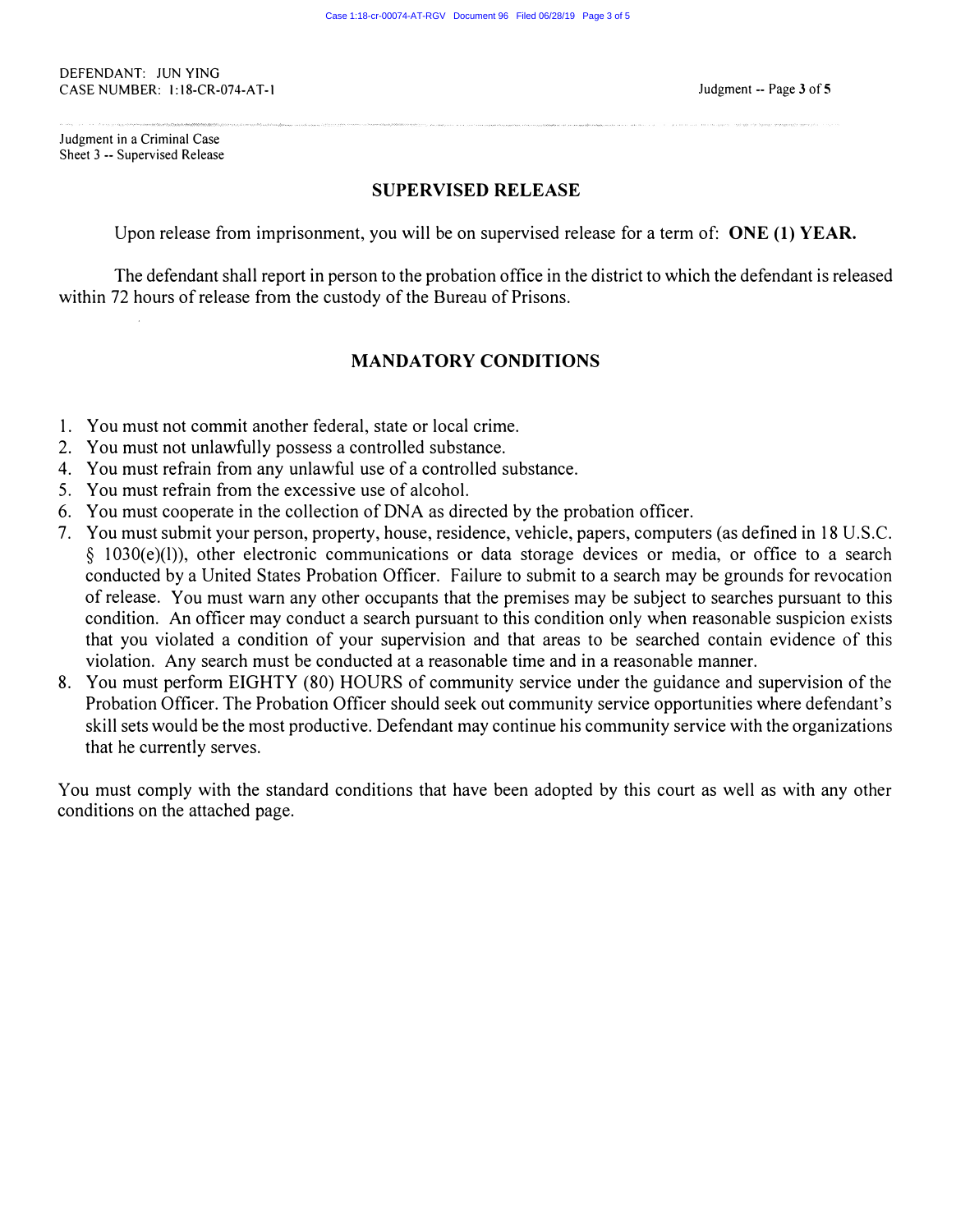DEFENDANT: JUN YING
CASE NUMBER: 1:18-CR-074-AT-1

Judgment in a Criminal Case
Sheet 3 -- Supervised Release

## SUPERVISED RELEASE

Upon release from imprisonment, you will be on supervised release for a term of: **ONE (1) YEAR.**

The defendant shall report in person to the probation office in the district to which the defendant is released within 72 hours of release from the custody of the Bureau of Prisons.

## MANDATORY CONDITIONS

1. You must not commit another federal, state or local crime.
2. You must not unlawfully possess a controlled substance.
4. You must refrain from any unlawful use of a controlled substance.
5. You must refrain from the excessive use of alcohol.
6. You must cooperate in the collection of DNA as directed by the probation officer.
7. You must submit your person, property, house, residence, vehicle, papers, computers (as defined in 18 U.S.C. § 1030(e)(1)), other electronic communications or data storage devices or media, or office to a search conducted by a United States Probation Officer. Failure to submit to a search may be grounds for revocation of release. You must warn any other occupants that the premises may be subject to searches pursuant to this condition. An officer may conduct a search pursuant to this condition only when reasonable suspicion exists that you violated a condition of your supervision and that areas to be searched contain evidence of this violation. Any search must be conducted at a reasonable time and in a reasonable manner.
8. You must perform EIGHTY (80) HOURS of community service under the guidance and supervision of the Probation Officer. The Probation Officer should seek out community service opportunities where defendant's skill sets would be the most productive. Defendant may continue his community service with the organizations that he currently serves.

You must comply with the standard conditions that have been adopted by this court as well as with any other conditions on the attached page.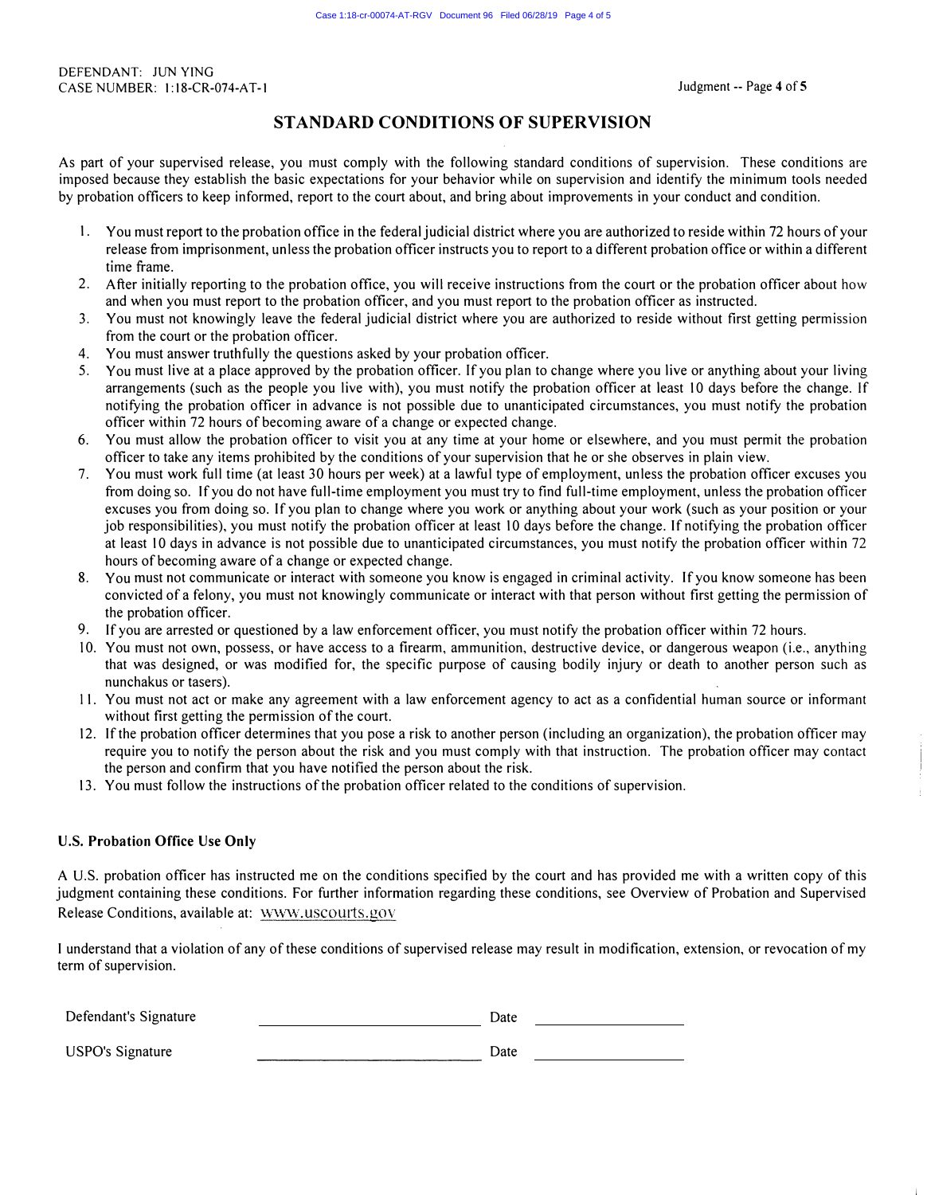DEFENDANT: JUN YING
CASE NUMBER: 1:18-CR-074-AT-1

## STANDARD CONDITIONS OF SUPERVISION

As part of your supervised release, you must comply with the following standard conditions of supervision. These conditions are imposed because they establish the basic expectations for your behavior while on supervision and identify the minimum tools needed by probation officers to keep informed, report to the court about, and bring about improvements in your conduct and condition.

1. You must report to the probation office in the federal judicial district where you are authorized to reside within 72 hours of your release from imprisonment, unless the probation officer instructs you to report to a different probation office or within a different time frame.
2. After initially reporting to the probation office, you will receive instructions from the court or the probation officer about how and when you must report to the probation officer, and you must report to the probation officer as instructed.
3. You must not knowingly leave the federal judicial district where you are authorized to reside without first getting permission from the court or the probation officer.
4. You must answer truthfully the questions asked by your probation officer.
5. You must live at a place approved by the probation officer. If you plan to change where you live or anything about your living arrangements (such as the people you live with), you must notify the probation officer at least 10 days before the change. If notifying the probation officer in advance is not possible due to unanticipated circumstances, you must notify the probation officer within 72 hours of becoming aware of a change or expected change.
6. You must allow the probation officer to visit you at any time at your home or elsewhere, and you must permit the probation officer to take any items prohibited by the conditions of your supervision that he or she observes in plain view.
7. You must work full time (at least 30 hours per week) at a lawful type of employment, unless the probation officer excuses you from doing so. If you do not have full-time employment you must try to find full-time employment, unless the probation officer excuses you from doing so. If you plan to change where you work or anything about your work (such as your position or your job responsibilities), you must notify the probation officer at least 10 days before the change. If notifying the probation officer at least 10 days in advance is not possible due to unanticipated circumstances, you must notify the probation officer within 72 hours of becoming aware of a change or expected change.
8. You must not communicate or interact with someone you know is engaged in criminal activity. If you know someone has been convicted of a felony, you must not knowingly communicate or interact with that person without first getting the permission of the probation officer.
9. If you are arrested or questioned by a law enforcement officer, you must notify the probation officer within 72 hours.
10. You must not own, possess, or have access to a firearm, ammunition, destructive device, or dangerous weapon (i.e., anything that was designed, or was modified for, the specific purpose of causing bodily injury or death to another person such as nunchakus or tasers).
11. You must not act or make any agreement with a law enforcement agency to act as a confidential human source or informant without first getting the permission of the court.
12. If the probation officer determines that you pose a risk to another person (including an organization), the probation officer may require you to notify the person about the risk and you must comply with that instruction. The probation officer may contact the person and confirm that you have notified the person about the risk.
13. You must follow the instructions of the probation officer related to the conditions of supervision.

### U.S. Probation Office Use Only

A U.S. probation officer has instructed me on the conditions specified by the court and has provided me with a written copy of this judgment containing these conditions. For further information regarding these conditions, see Overview of Probation and Supervised Release Conditions, available at: www.uscourts.gov

I understand that a violation of any of these conditions of supervised release may result in modification, extension, or revocation of my term of supervision.

Defendant's Signature ______________________ Date ______________

USPO's Signature ______________________ Date ______________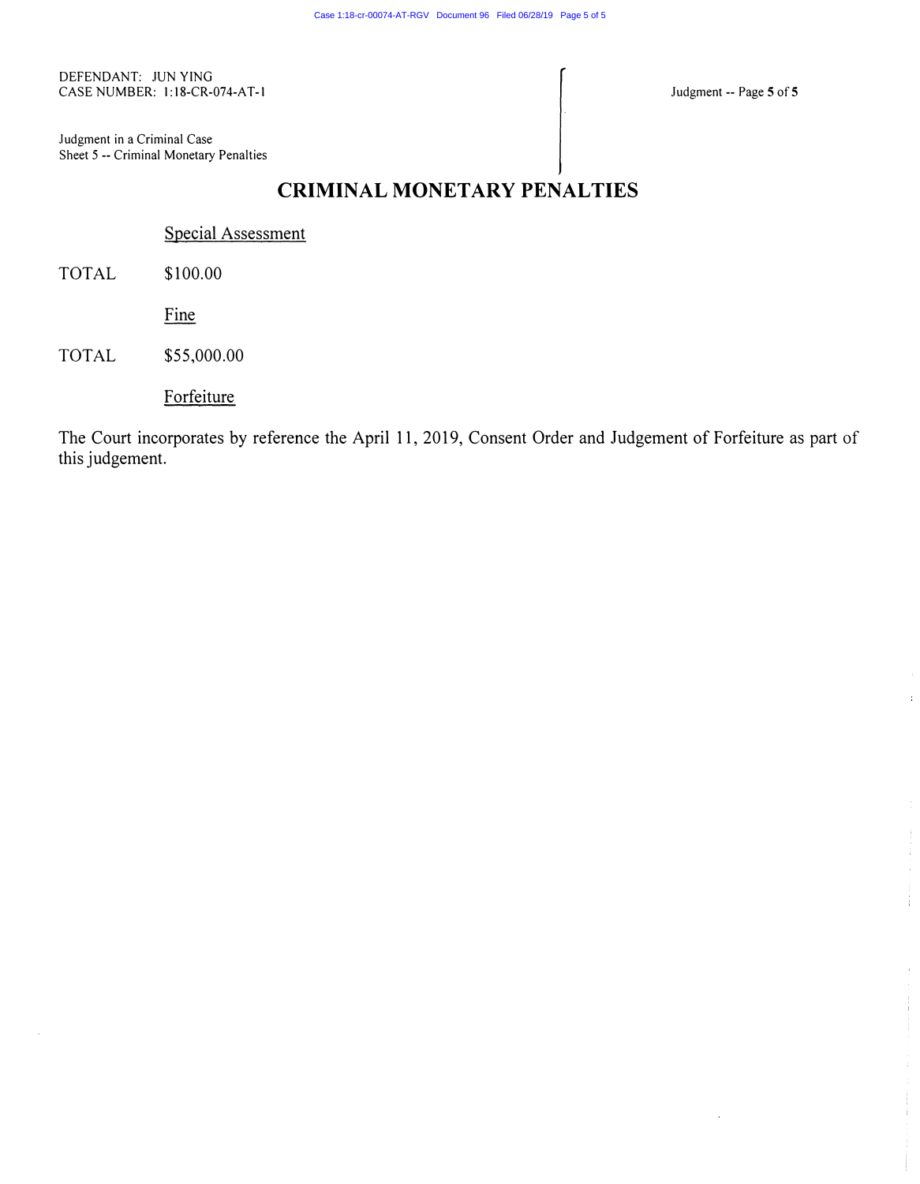DEFENDANT: JUN YING
CASE NUMBER: 1:18-CR-074-AT-1

Judgment in a Criminal Case
Sheet 5 -- Criminal Monetary Penalties

## CRIMINAL MONETARY PENALTIES

Special Assessment

TOTAL $100.00

Fine

TOTAL $55,000.00

Forfeiture

The Court incorporates by reference the April 11, 2019, Consent Order and Judgement of Forfeiture as part of this judgement.